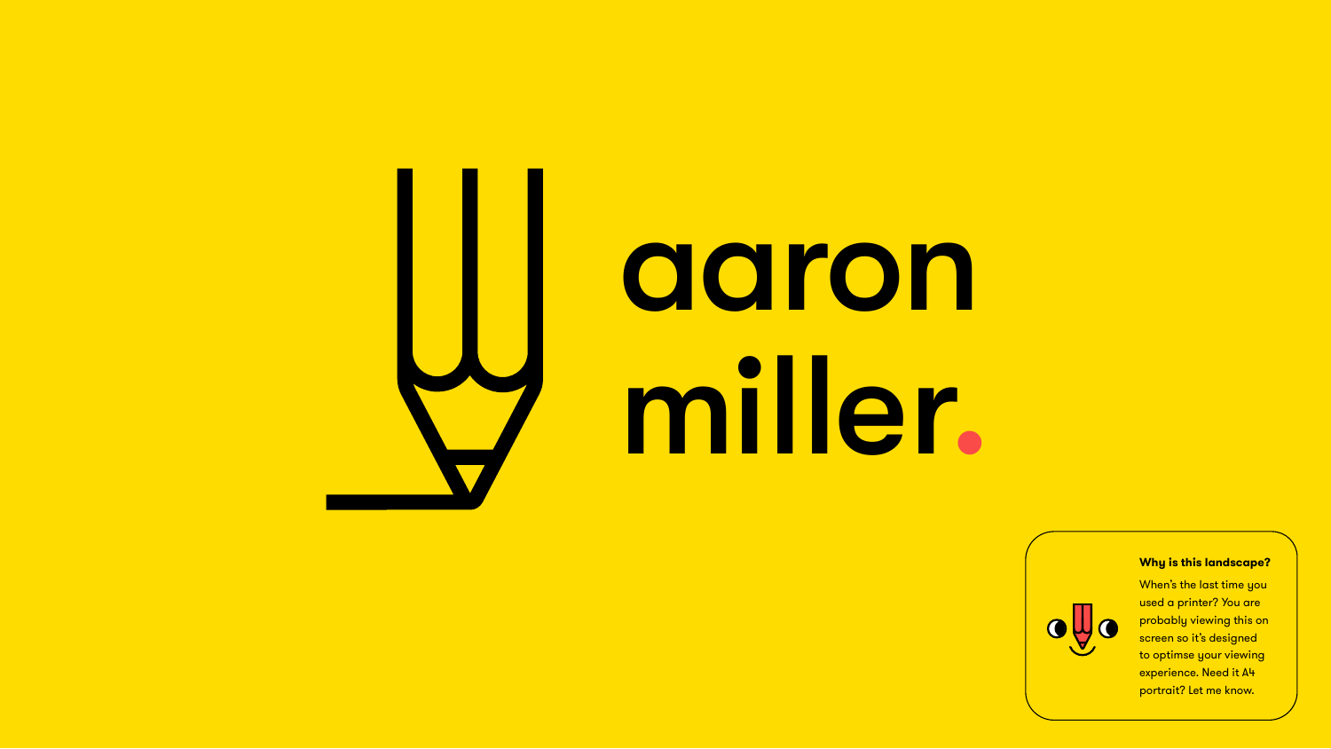# aaron miller.

**Why is this landscape?**

When's the last time you used a printer? You are probably viewing this on screen so it's designed to optimse your viewing experience. Need it A4 portrait? Let me know.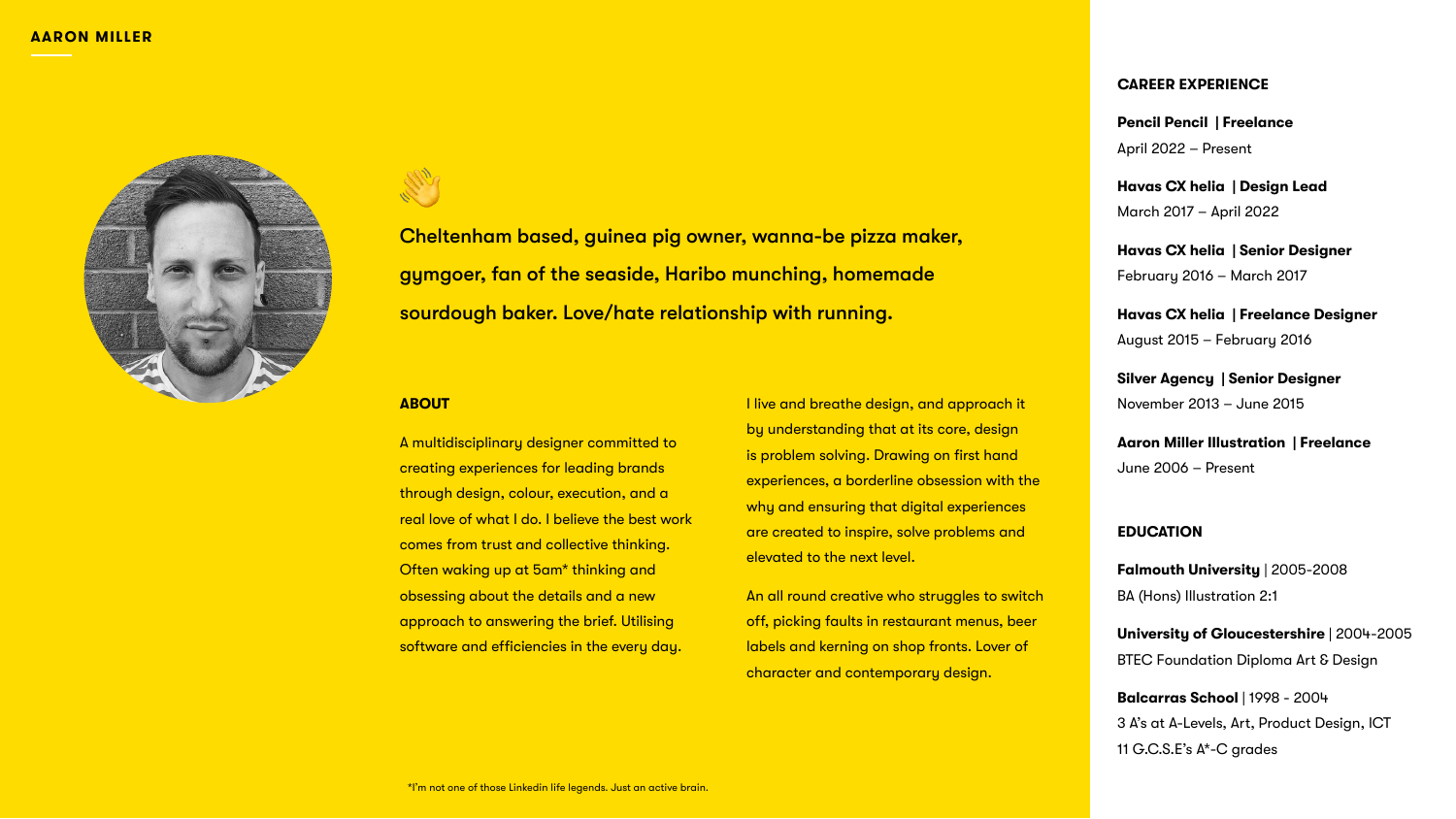**AARON MILLER**

👋

**Cheltenham based, guinea pig owner, wanna-be pizza maker, gymgoer, fan of the seaside, Haribo munching, homemade sourdough baker. Love/hate relationship with running.**

## ABOUT

A multidisciplinary designer committed to creating experiences for leading brands through design, colour, execution, and a real love of what I do. I believe the best work comes from trust and collective thinking. Often waking up at 5am* thinking and obsessing about the details and a new approach to answering the brief. Utilising software and efficiencies in the every day.

I live and breathe design, and approach it by understanding that at its core, design is problem solving. Drawing on first hand experiences, a borderline obsession with the why and ensuring that digital experiences are created to inspire, solve problems and elevated to the next level.

An all round creative who struggles to switch off, picking faults in restaurant menus, beer labels and kerning on shop fronts. Lover of character and contemporary design.

*I'm not one of those Linkedin life legends. Just an active brain.

## CAREER EXPERIENCE

**Pencil Pencil | Freelance**
April 2022 – Present

**Havas CX helia | Design Lead**
March 2017 – April 2022

**Havas CX helia | Senior Designer**
February 2016 – March 2017

**Havas CX helia | Freelance Designer**
August 2015 – February 2016

**Silver Agency | Senior Designer**
November 2013 – June 2015

**Aaron Miller Illustration | Freelance**
June 2006 – Present

## EDUCATION

**Falmouth University** | 2005-2008
BA (Hons) Illustration 2:1

**University of Gloucestershire** | 2004-2005
BTEC Foundation Diploma Art & Design

**Balcarras School** | 1998 - 2004
3 A's at A-Levels, Art, Product Design, ICT
11 G.C.S.E's A*-C grades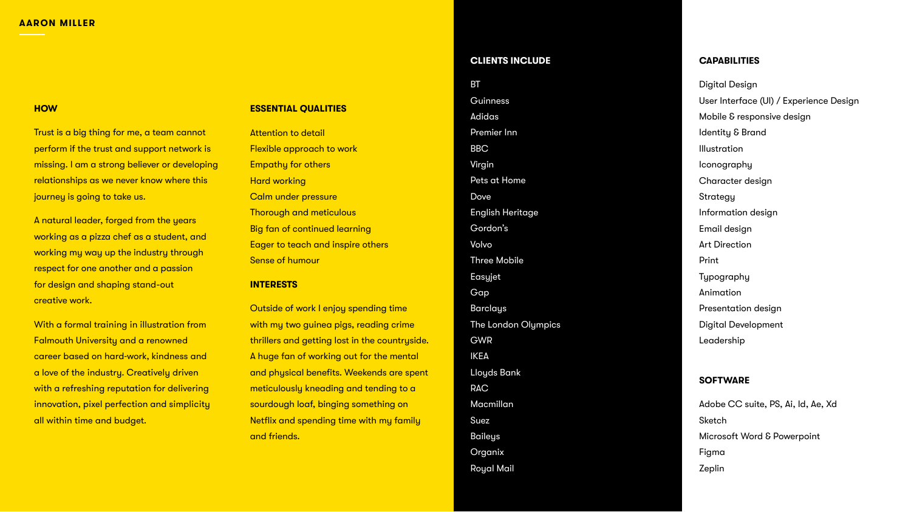**AARON MILLER**

## HOW

Trust is a big thing for me, a team cannot perform if the trust and support network is missing. I am a strong believer or developing relationships as we never know where this journey is going to take us.

A natural leader, forged from the years working as a pizza chef as a student, and working my way up the industry through respect for one another and a passion for design and shaping stand-out creative work.

With a formal training in illustration from Falmouth University and a renowned career based on hard-work, kindness and a love of the industry. Creatively driven with a refreshing reputation for delivering innovation, pixel perfection and simplicity all within time and budget.

## ESSENTIAL QUALITIES

- Attention to detail
- Flexible approach to work
- Empathy for others
- Hard working
- Calm under pressure
- Thorough and meticulous
- Big fan of continued learning
- Eager to teach and inspire others
- Sense of humour

## INTERESTS

Outside of work I enjoy spending time with my two guinea pigs, reading crime thrillers and getting lost in the countryside. A huge fan of working out for the mental and physical benefits. Weekends are spent meticulously kneading and tending to a sourdough loaf, binging something on Netflix and spending time with my family and friends.

## CLIENTS INCLUDE

- BT
- Guinness
- Adidas
- Premier Inn
- BBC
- Virgin
- Pets at Home
- Dove
- English Heritage
- Gordon's
- Volvo
- Three Mobile
- Easyjet
- Gap
- Barclays
- The London Olympics
- GWR
- IKEA
- Lloyds Bank
- RAC
- Macmillan
- Suez
- Baileys
- Organix
- Royal Mail

## CAPABILITIES

- Digital Design
- User Interface (UI) / Experience Design
- Mobile & responsive design
- Identity & Brand
- Illustration
- Iconography
- Character design
- Strategy
- Information design
- Email design
- Art Direction
- Print
- Typography
- Animation
- Presentation design
- Digital Development
- Leadership

## SOFTWARE

- Adobe CC suite, PS, Ai, Id, Ae, Xd
- Sketch
- Microsoft Word & Powerpoint
- Figma
- Zeplin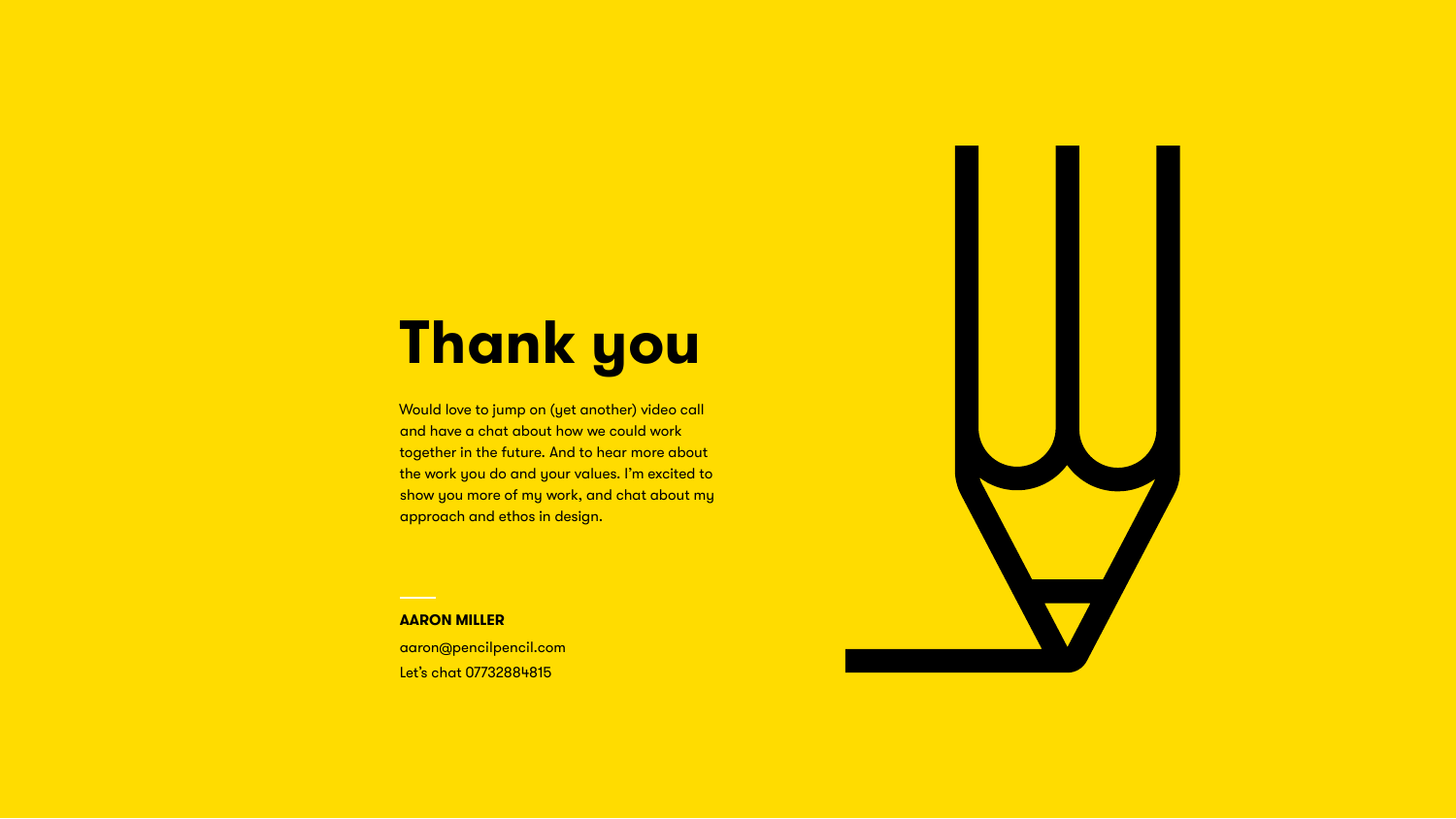# Thank you

Would love to jump on (yet another) video call and have a chat about how we could work together in the future. And to hear more about the work you do and your values. I'm excited to show you more of my work, and chat about my approach and ethos in design.

---

**AARON MILLER**

aaron@pencilpencil.com

Let's chat 07732884815